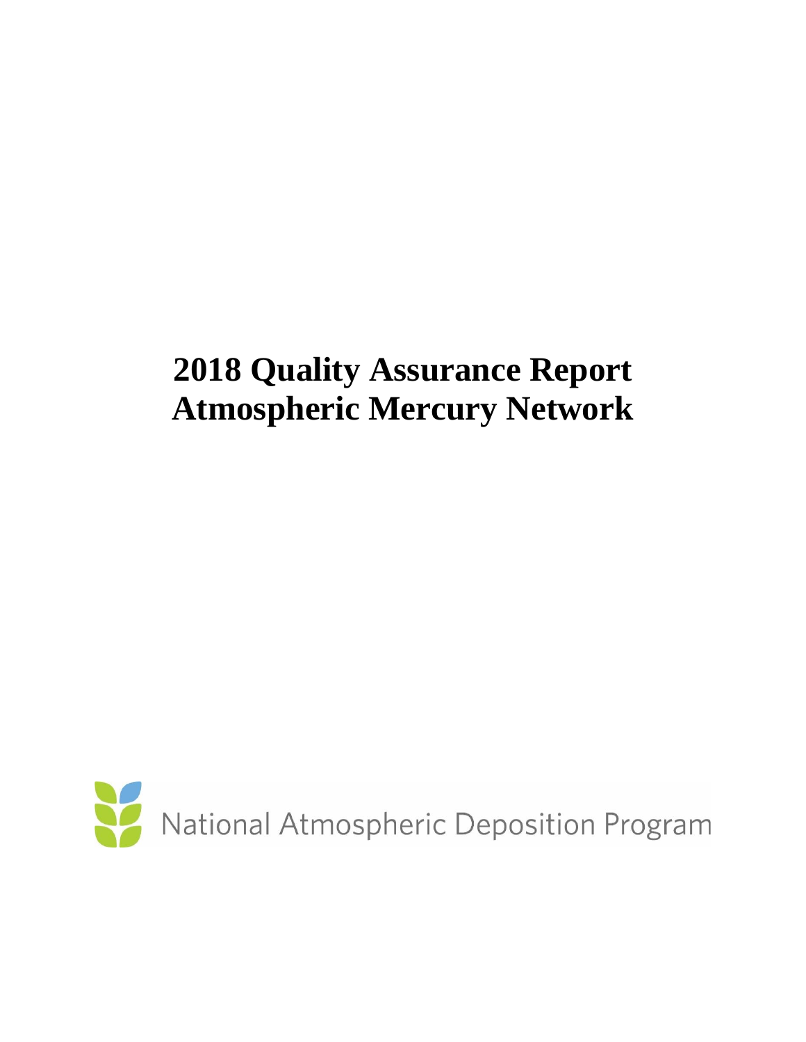# 2018 Quality Assurance Report
# Atmospheric Mercury Network

National Atmospheric Deposition Program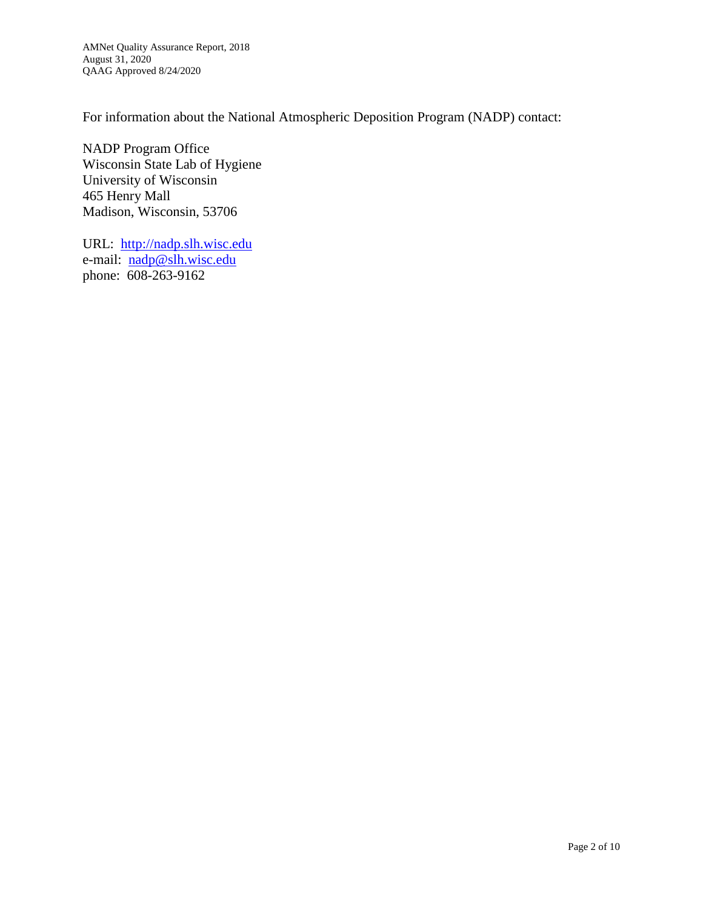For information about the National Atmospheric Deposition Program (NADP) contact:

NADP Program Office
Wisconsin State Lab of Hygiene
University of Wisconsin
465 Henry Mall
Madison, Wisconsin, 53706

URL: http://nadp.slh.wisc.edu
e-mail: nadp@slh.wisc.edu
phone: 608-263-9162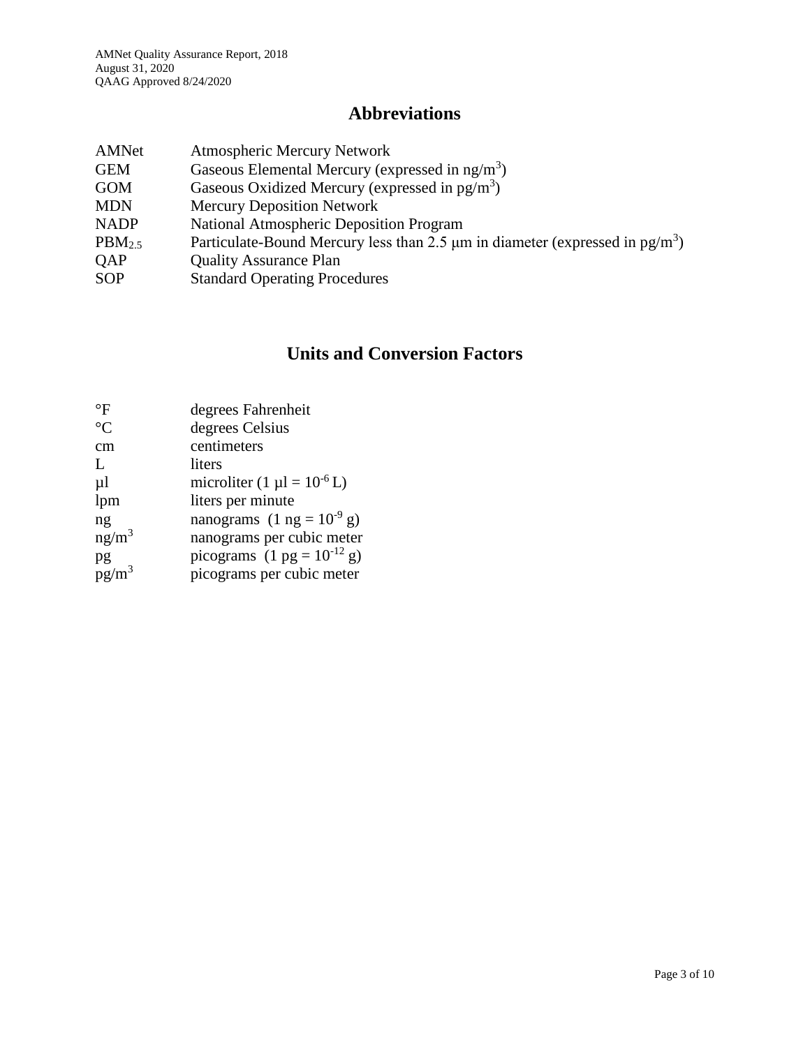## Abbreviations

| | |
|---|---|
| AMNet | Atmospheric Mercury Network |
| GEM | Gaseous Elemental Mercury (expressed in $ng/m^3$) |
| GOM | Gaseous Oxidized Mercury (expressed in $pg/m^3$) |
| MDN | Mercury Deposition Network |
| NADP | National Atmospheric Deposition Program |
| $PBM_{2.5}$ | Particulate-Bound Mercury less than 2.5 μm in diameter (expressed in $pg/m^3$) |
| QAP | Quality Assurance Plan |
| SOP | Standard Operating Procedures |

## Units and Conversion Factors

| | |
|---|---|
| °F | degrees Fahrenheit |
| °C | degrees Celsius |
| cm | centimeters |
| L | liters |
| µl | microliter ($1\ \mu l = 10^{-6}$ L) |
| lpm | liters per minute |
| ng | nanograms ($1\ ng = 10^{-9}$ g) |
| $ng/m^3$ | nanograms per cubic meter |
| pg | picograms ($1\ pg = 10^{-12}$ g) |
| $pg/m^3$ | picograms per cubic meter |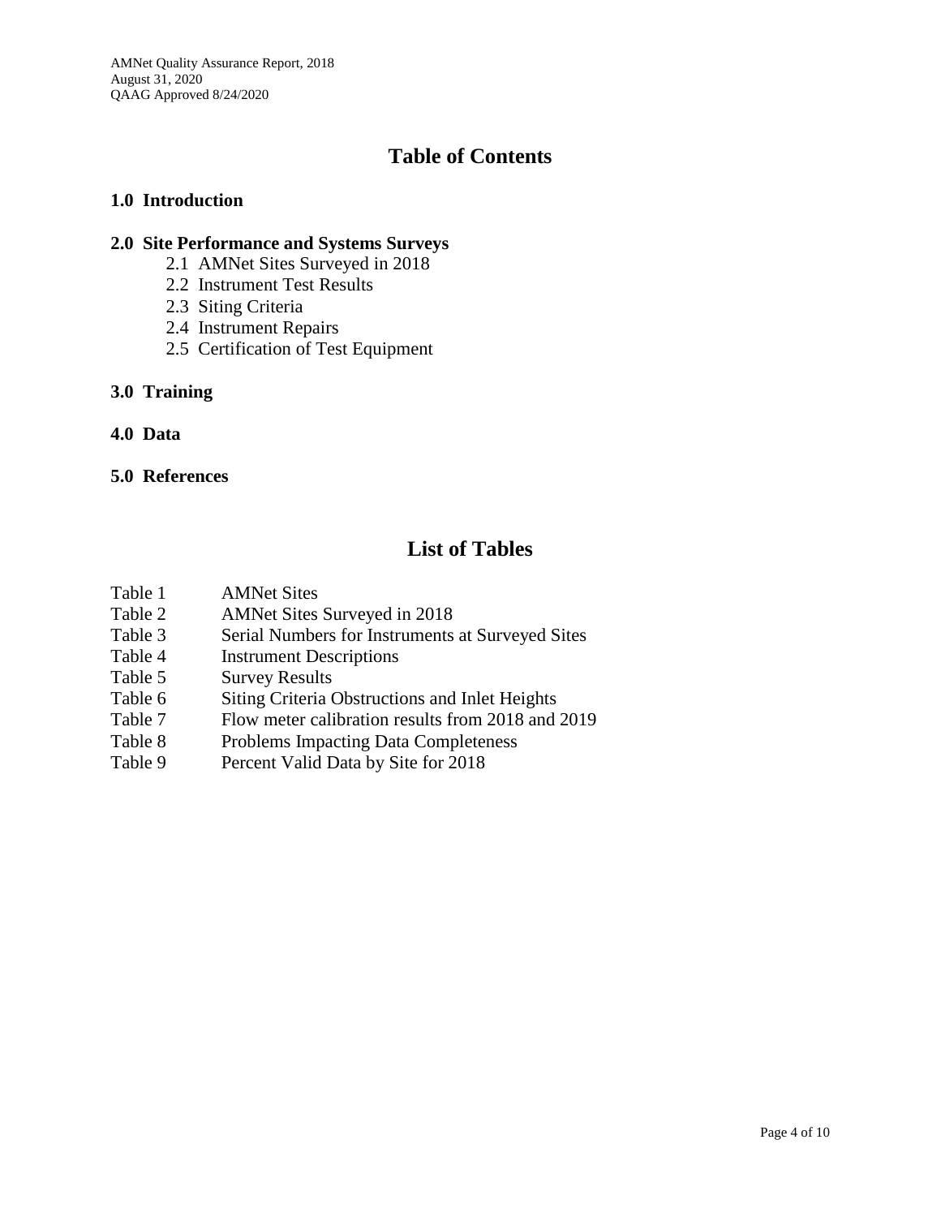# Table of Contents

**1.0 Introduction**

**2.0 Site Performance and Systems Surveys**

- 2.1 AMNet Sites Surveyed in 2018
- 2.2 Instrument Test Results
- 2.3 Siting Criteria
- 2.4 Instrument Repairs
- 2.5 Certification of Test Equipment

**3.0 Training**

**4.0 Data**

**5.0 References**

# List of Tables

- Table 1 AMNet Sites
- Table 2 AMNet Sites Surveyed in 2018
- Table 3 Serial Numbers for Instruments at Surveyed Sites
- Table 4 Instrument Descriptions
- Table 5 Survey Results
- Table 6 Siting Criteria Obstructions and Inlet Heights
- Table 7 Flow meter calibration results from 2018 and 2019
- Table 8 Problems Impacting Data Completeness
- Table 9 Percent Valid Data by Site for 2018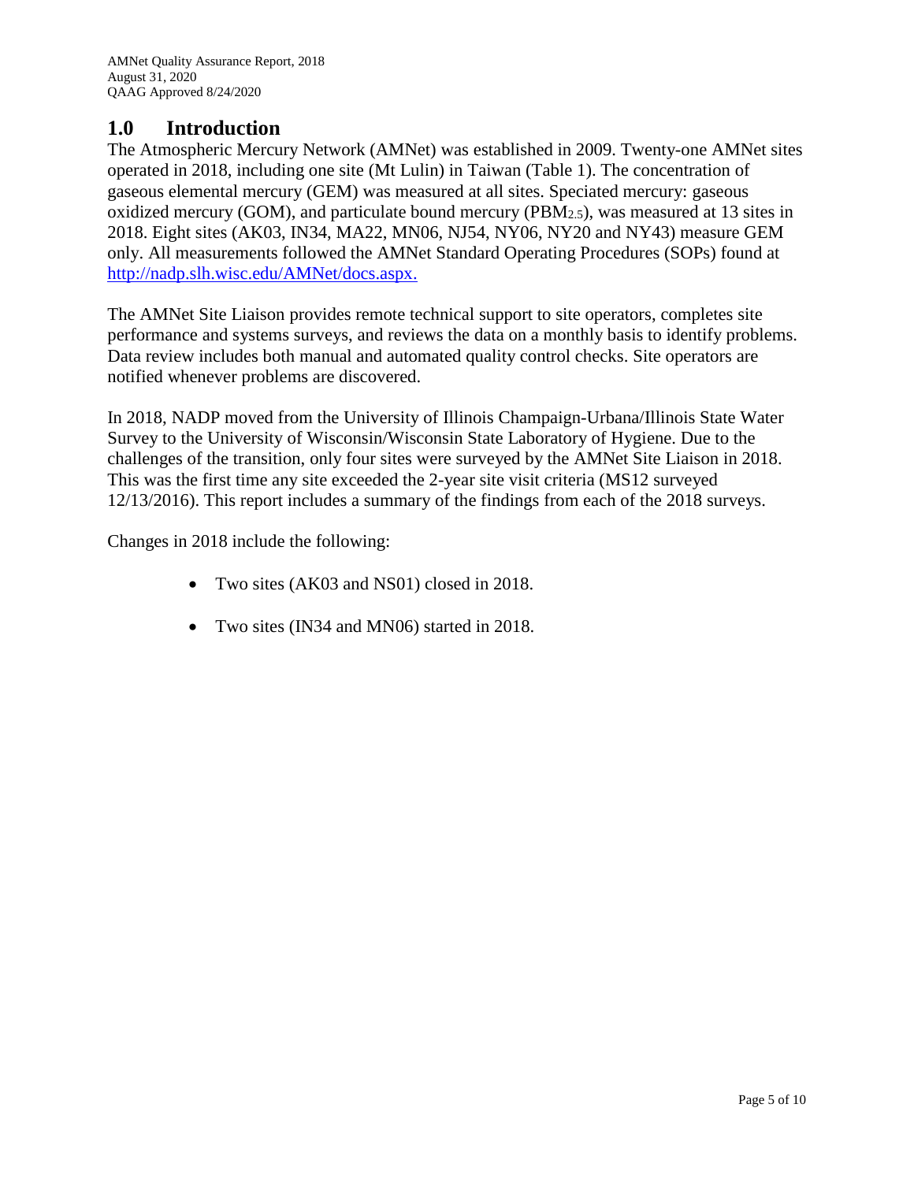## 1.0 Introduction

The Atmospheric Mercury Network (AMNet) was established in 2009. Twenty-one AMNet sites operated in 2018, including one site (Mt Lulin) in Taiwan (Table 1). The concentration of gaseous elemental mercury (GEM) was measured at all sites. Speciated mercury: gaseous oxidized mercury (GOM), and particulate bound mercury ($PBM_{2.5}$), was measured at 13 sites in 2018. Eight sites (AK03, IN34, MA22, MN06, NJ54, NY06, NY20 and NY43) measure GEM only. All measurements followed the AMNet Standard Operating Procedures (SOPs) found at [http://nadp.slh.wisc.edu/AMNet/docs.aspx.](http://nadp.slh.wisc.edu/AMNet/docs.aspx)

The AMNet Site Liaison provides remote technical support to site operators, completes site performance and systems surveys, and reviews the data on a monthly basis to identify problems. Data review includes both manual and automated quality control checks. Site operators are notified whenever problems are discovered.

In 2018, NADP moved from the University of Illinois Champaign-Urbana/Illinois State Water Survey to the University of Wisconsin/Wisconsin State Laboratory of Hygiene. Due to the challenges of the transition, only four sites were surveyed by the AMNet Site Liaison in 2018. This was the first time any site exceeded the 2-year site visit criteria (MS12 surveyed 12/13/2016). This report includes a summary of the findings from each of the 2018 surveys.

Changes in 2018 include the following:

- Two sites (AK03 and NS01) closed in 2018.
- Two sites (IN34 and MN06) started in 2018.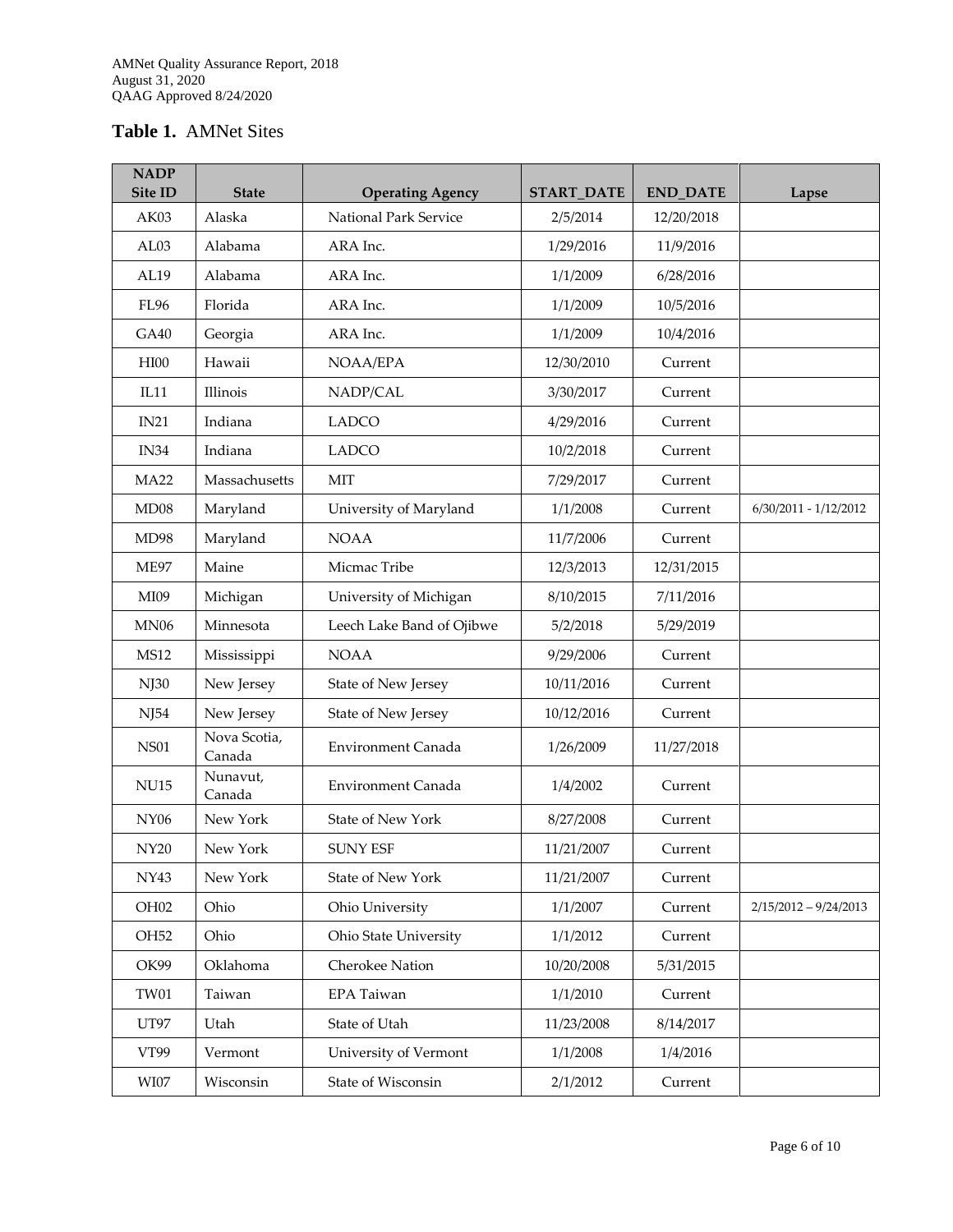**Table 1.** AMNet Sites

| NADP Site ID | State | Operating Agency | START_DATE | END_DATE | Lapse |
|---|---|---|---|---|---|
| AK03 | Alaska | National Park Service | 2/5/2014 | 12/20/2018 | |
| AL03 | Alabama | ARA Inc. | 1/29/2016 | 11/9/2016 | |
| AL19 | Alabama | ARA Inc. | 1/1/2009 | 6/28/2016 | |
| FL96 | Florida | ARA Inc. | 1/1/2009 | 10/5/2016 | |
| GA40 | Georgia | ARA Inc. | 1/1/2009 | 10/4/2016 | |
| HI00 | Hawaii | NOAA/EPA | 12/30/2010 | Current | |
| IL11 | Illinois | NADP/CAL | 3/30/2017 | Current | |
| IN21 | Indiana | LADCO | 4/29/2016 | Current | |
| IN34 | Indiana | LADCO | 10/2/2018 | Current | |
| MA22 | Massachusetts | MIT | 7/29/2017 | Current | |
| MD08 | Maryland | University of Maryland | 1/1/2008 | Current | 6/30/2011 - 1/12/2012 |
| MD98 | Maryland | NOAA | 11/7/2006 | Current | |
| ME97 | Maine | Micmac Tribe | 12/3/2013 | 12/31/2015 | |
| MI09 | Michigan | University of Michigan | 8/10/2015 | 7/11/2016 | |
| MN06 | Minnesota | Leech Lake Band of Ojibwe | 5/2/2018 | 5/29/2019 | |
| MS12 | Mississippi | NOAA | 9/29/2006 | Current | |
| NJ30 | New Jersey | State of New Jersey | 10/11/2016 | Current | |
| NJ54 | New Jersey | State of New Jersey | 10/12/2016 | Current | |
| NS01 | Nova Scotia, Canada | Environment Canada | 1/26/2009 | 11/27/2018 | |
| NU15 | Nunavut, Canada | Environment Canada | 1/4/2002 | Current | |
| NY06 | New York | State of New York | 8/27/2008 | Current | |
| NY20 | New York | SUNY ESF | 11/21/2007 | Current | |
| NY43 | New York | State of New York | 11/21/2007 | Current | |
| OH02 | Ohio | Ohio University | 1/1/2007 | Current | 2/15/2012 – 9/24/2013 |
| OH52 | Ohio | Ohio State University | 1/1/2012 | Current | |
| OK99 | Oklahoma | Cherokee Nation | 10/20/2008 | 5/31/2015 | |
| TW01 | Taiwan | EPA Taiwan | 1/1/2010 | Current | |
| UT97 | Utah | State of Utah | 11/23/2008 | 8/14/2017 | |
| VT99 | Vermont | University of Vermont | 1/1/2008 | 1/4/2016 | |
| WI07 | Wisconsin | State of Wisconsin | 2/1/2012 | Current | |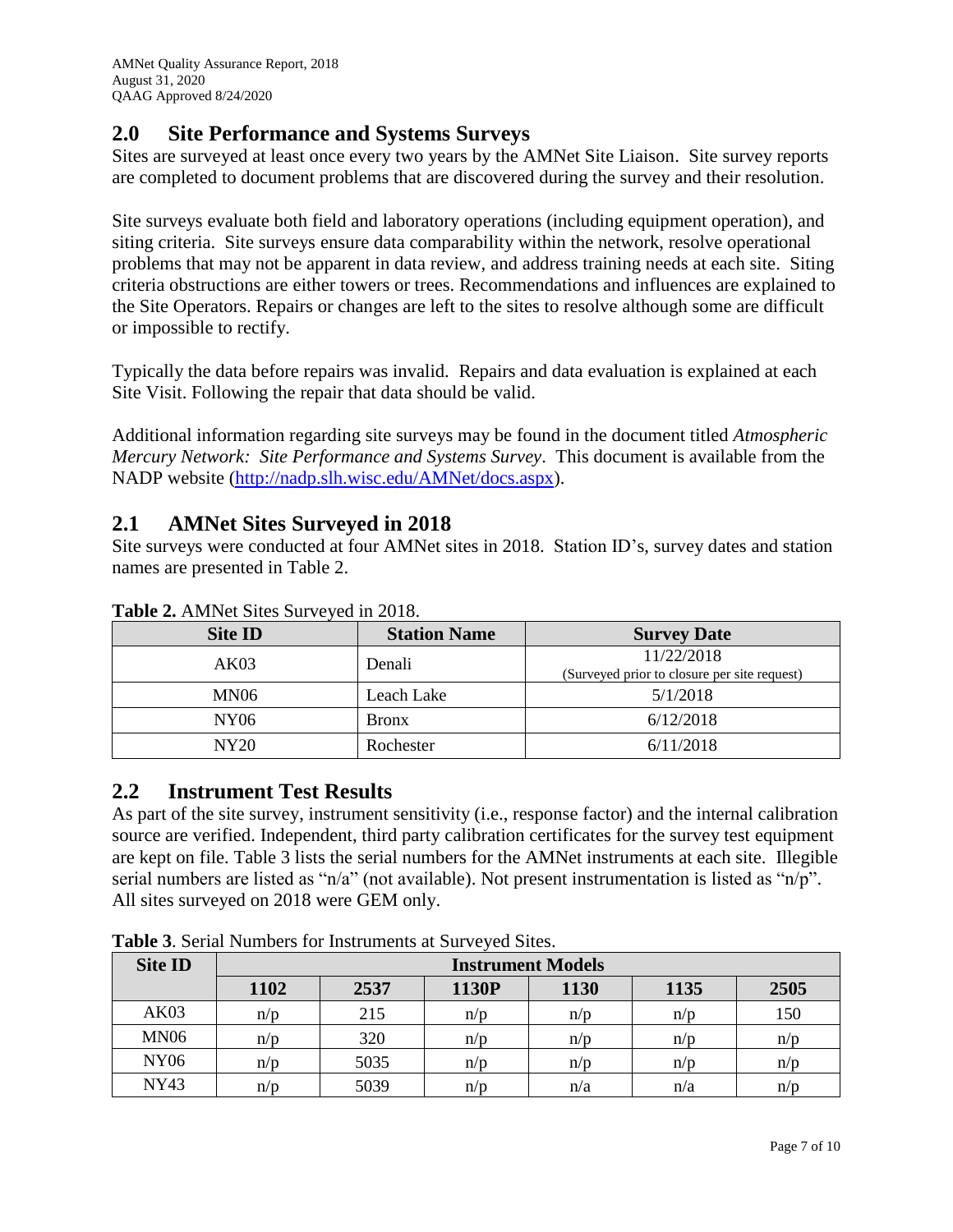## 2.0 Site Performance and Systems Surveys

Sites are surveyed at least once every two years by the AMNet Site Liaison. Site survey reports are completed to document problems that are discovered during the survey and their resolution.

Site surveys evaluate both field and laboratory operations (including equipment operation), and siting criteria. Site surveys ensure data comparability within the network, resolve operational problems that may not be apparent in data review, and address training needs at each site. Siting criteria obstructions are either towers or trees. Recommendations and influences are explained to the Site Operators. Repairs or changes are left to the sites to resolve although some are difficult or impossible to rectify.

Typically the data before repairs was invalid. Repairs and data evaluation is explained at each Site Visit. Following the repair that data should be valid.

Additional information regarding site surveys may be found in the document titled *Atmospheric Mercury Network: Site Performance and Systems Survey*. This document is available from the NADP website (http://nadp.slh.wisc.edu/AMNet/docs.aspx).

## 2.1 AMNet Sites Surveyed in 2018

Site surveys were conducted at four AMNet sites in 2018. Station ID's, survey dates and station names are presented in Table 2.

**Table 2.** AMNet Sites Surveyed in 2018.

| Site ID | Station Name | Survey Date |
|---|---|---|
| AK03 | Denali | 11/22/2018 (Surveyed prior to closure per site request) |
| MN06 | Leach Lake | 5/1/2018 |
| NY06 | Bronx | 6/12/2018 |
| NY20 | Rochester | 6/11/2018 |

## 2.2 Instrument Test Results

As part of the site survey, instrument sensitivity (i.e., response factor) and the internal calibration source are verified. Independent, third party calibration certificates for the survey test equipment are kept on file. Table 3 lists the serial numbers for the AMNet instruments at each site. Illegible serial numbers are listed as "n/a" (not available). Not present instrumentation is listed as "n/p". All sites surveyed on 2018 were GEM only.

**Table 3**. Serial Numbers for Instruments at Surveyed Sites.

| Site ID | Instrument Models | | | | | |
|---|---|---|---|---|---|---|
| | 1102 | 2537 | 1130P | 1130 | 1135 | 2505 |
| AK03 | n/p | 215 | n/p | n/p | n/p | 150 |
| MN06 | n/p | 320 | n/p | n/p | n/p | n/p |
| NY06 | n/p | 5035 | n/p | n/p | n/p | n/p |
| NY43 | n/p | 5039 | n/p | n/a | n/a | n/p |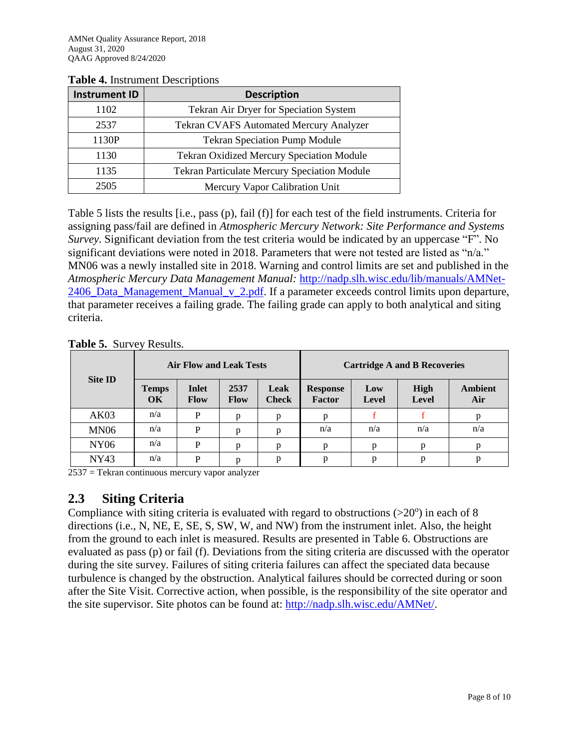**Table 4.** Instrument Descriptions

| Instrument ID | Description |
|---|---|
| 1102 | Tekran Air Dryer for Speciation System |
| 2537 | Tekran CVAFS Automated Mercury Analyzer |
| 1130P | Tekran Speciation Pump Module |
| 1130 | Tekran Oxidized Mercury Speciation Module |
| 1135 | Tekran Particulate Mercury Speciation Module |
| 2505 | Mercury Vapor Calibration Unit |

Table 5 lists the results [i.e., pass (p), fail (f)] for each test of the field instruments. Criteria for assigning pass/fail are defined in *Atmospheric Mercury Network: Site Performance and Systems Survey*. Significant deviation from the test criteria would be indicated by an uppercase "F". No significant deviations were noted in 2018. Parameters that were not tested are listed as "n/a." MN06 was a newly installed site in 2018. Warning and control limits are set and published in the *Atmospheric Mercury Data Management Manual:* http://nadp.slh.wisc.edu/lib/manuals/AMNet-2406_Data_Management_Manual_v_2.pdf. If a parameter exceeds control limits upon departure, that parameter receives a failing grade. The failing grade can apply to both analytical and siting criteria.

**Table 5.** Survey Results.

| Site ID | Air Flow and Leak Tests | | | | Cartridge A and B Recoveries | | | |
|---|---|---|---|---|---|---|---|---|
| | Temps OK | Inlet Flow | 2537 Flow | Leak Check | Response Factor | Low Level | High Level | Ambient Air |
| AK03 | n/a | P | p | p | p | f | f | p |
| MN06 | n/a | P | p | p | n/a | n/a | n/a | n/a |
| NY06 | n/a | P | p | p | p | p | p | p |
| NY43 | n/a | P | p | p | p | p | p | p |

2537 = Tekran continuous mercury vapor analyzer

## 2.3 Siting Criteria

Compliance with siting criteria is evaluated with regard to obstructions (>20$^{o}$) in each of 8 directions (i.e., N, NE, E, SE, S, SW, W, and NW) from the instrument inlet. Also, the height from the ground to each inlet is measured. Results are presented in Table 6. Obstructions are evaluated as pass (p) or fail (f). Deviations from the siting criteria are discussed with the operator during the site survey. Failures of siting criteria failures can affect the speciated data because turbulence is changed by the obstruction. Analytical failures should be corrected during or soon after the Site Visit. Corrective action, when possible, is the responsibility of the site operator and the site supervisor. Site photos can be found at: http://nadp.slh.wisc.edu/AMNet/.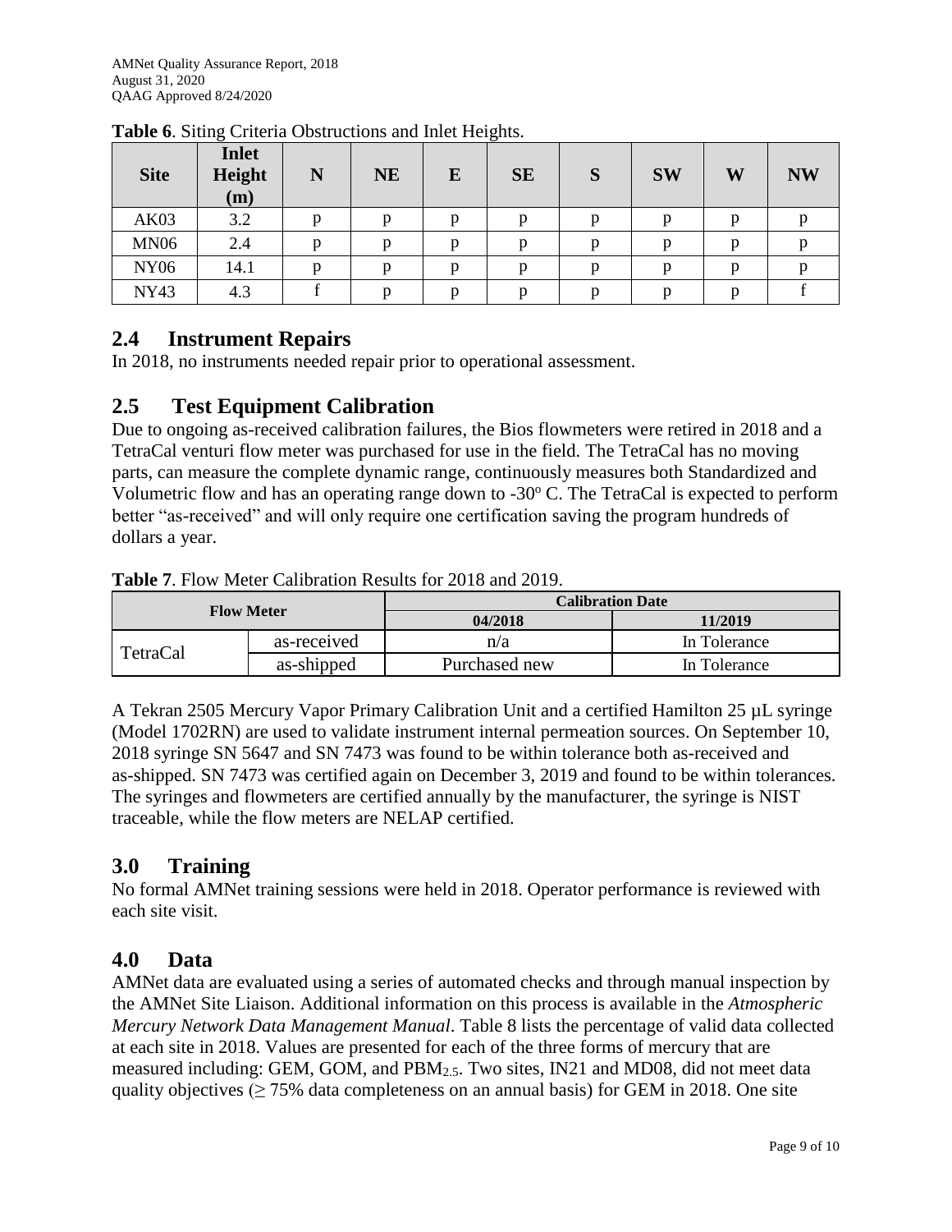**Table 6**. Siting Criteria Obstructions and Inlet Heights.

| Site | Inlet Height (m) | N | NE | E | SE | S | SW | W | NW |
|---|---|---|---|---|---|---|---|---|---|
| AK03 | 3.2 | p | p | p | p | p | p | p | p |
| MN06 | 2.4 | p | p | p | p | p | p | p | p |
| NY06 | 14.1 | p | p | p | p | p | p | p | p |
| NY43 | 4.3 | f | p | p | p | p | p | p | f |

## 2.4 Instrument Repairs

In 2018, no instruments needed repair prior to operational assessment.

## 2.5 Test Equipment Calibration

Due to ongoing as-received calibration failures, the Bios flowmeters were retired in 2018 and a TetraCal venturi flow meter was purchased for use in the field. The TetraCal has no moving parts, can measure the complete dynamic range, continuously measures both Standardized and Volumetric flow and has an operating range down to -30° C. The TetraCal is expected to perform better "as-received" and will only require one certification saving the program hundreds of dollars a year.

**Table 7**. Flow Meter Calibration Results for 2018 and 2019.

| Flow Meter | | Calibration Date | |
|---|---|---|---|
| | | **04/2018** | **11/2019** |
| TetraCal | as-received | n/a | In Tolerance |
| | as-shipped | Purchased new | In Tolerance |

A Tekran 2505 Mercury Vapor Primary Calibration Unit and a certified Hamilton 25 µL syringe (Model 1702RN) are used to validate instrument internal permeation sources. On September 10, 2018 syringe SN 5647 and SN 7473 was found to be within tolerance both as-received and as-shipped. SN 7473 was certified again on December 3, 2019 and found to be within tolerances. The syringes and flowmeters are certified annually by the manufacturer, the syringe is NIST traceable, while the flow meters are NELAP certified.

# 3.0 Training

No formal AMNet training sessions were held in 2018. Operator performance is reviewed with each site visit.

# 4.0 Data

AMNet data are evaluated using a series of automated checks and through manual inspection by the AMNet Site Liaison. Additional information on this process is available in the *Atmospheric Mercury Network Data Management Manual*. Table 8 lists the percentage of valid data collected at each site in 2018. Values are presented for each of the three forms of mercury that are measured including: GEM, GOM, and $PBM_{2.5}$. Two sites, IN21 and MD08, did not meet data quality objectives ($\geq$ 75% data completeness on an annual basis) for GEM in 2018. One site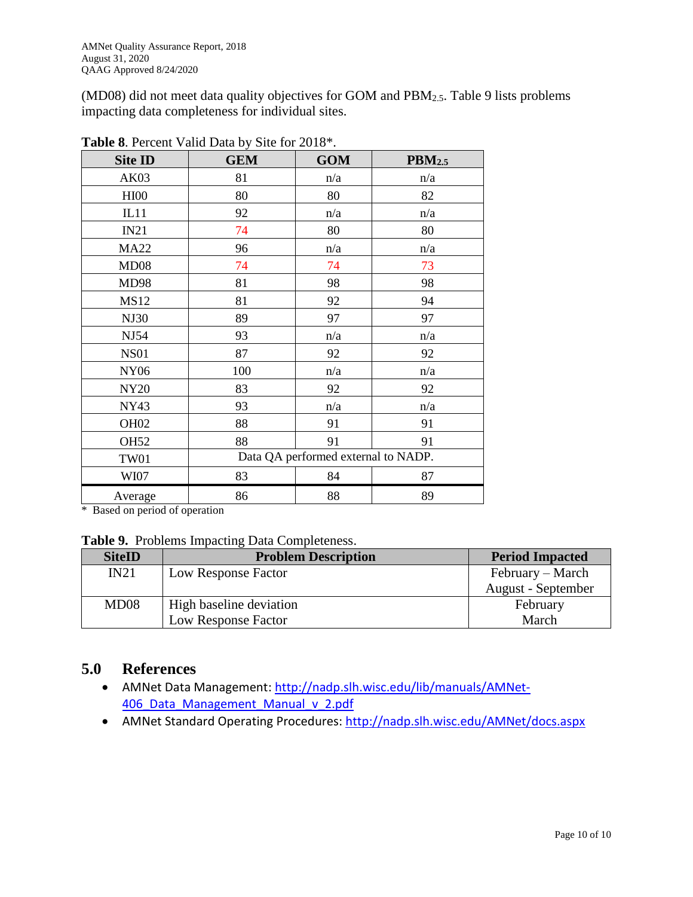(MD08) did not meet data quality objectives for GOM and $PBM_{2.5}$. Table 9 lists problems impacting data completeness for individual sites.

**Table 8**. Percent Valid Data by Site for 2018*.

| Site ID | GEM | GOM | $PBM_{2.5}$ |
|---|---|---|---|
| AK03 | 81 | n/a | n/a |
| HI00 | 80 | 80 | 82 |
| IL11 | 92 | n/a | n/a |
| IN21 | 74 | 80 | 80 |
| MA22 | 96 | n/a | n/a |
| MD08 | 74 | 74 | 73 |
| MD98 | 81 | 98 | 98 |
| MS12 | 81 | 92 | 94 |
| NJ30 | 89 | 97 | 97 |
| NJ54 | 93 | n/a | n/a |
| NS01 | 87 | 92 | 92 |
| NY06 | 100 | n/a | n/a |
| NY20 | 83 | 92 | 92 |
| NY43 | 93 | n/a | n/a |
| OH02 | 88 | 91 | 91 |
| OH52 | 88 | 91 | 91 |
| TW01 | Data QA performed external to NADP. | | |
| WI07 | 83 | 84 | 87 |
| Average | 86 | 88 | 89 |

\* Based on period of operation

**Table 9.** Problems Impacting Data Completeness.

| SiteID | Problem Description | Period Impacted |
|---|---|---|
| IN21 | Low Response Factor | February – March<br>August - September |
| MD08 | High baseline deviation<br>Low Response Factor | February<br>March |

## 5.0 References

- AMNet Data Management: http://nadp.slh.wisc.edu/lib/manuals/AMNet-406_Data_Management_Manual_v_2.pdf
- AMNet Standard Operating Procedures: http://nadp.slh.wisc.edu/AMNet/docs.aspx